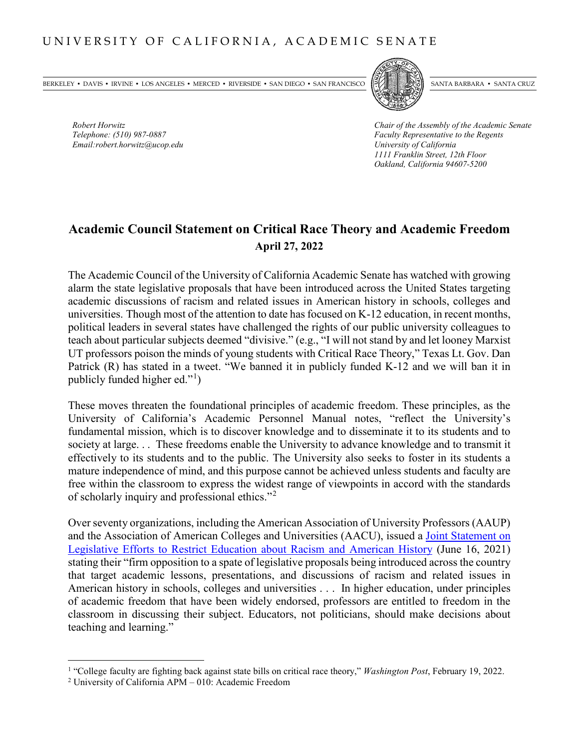UNIVERSITY OF CALIFORNIA, ACADEMIC SENATE

BERKELEY • DAVIS • IRVINE • LOS ANGELES • MERCED • RIVERSIDE • SAN DIEGO • SAN FRANCISCO SANTA BARBARA • SANTA CRUZ

*Robert Horwitz*
*Telephone: (510) 987-0887*
*Email:robert.horwitz@ucop.edu*

*Chair of the Assembly of the Academic Senate*
*Faculty Representative to the Regents*
*University of California*
*1111 Franklin Street, 12th Floor*
*Oakland, California 94607-5200*

# Academic Council Statement on Critical Race Theory and Academic Freedom

**April 27, 2022**

The Academic Council of the University of California Academic Senate has watched with growing alarm the state legislative proposals that have been introduced across the United States targeting academic discussions of racism and related issues in American history in schools, colleges and universities. Though most of the attention to date has focused on K-12 education, in recent months, political leaders in several states have challenged the rights of our public university colleagues to teach about particular subjects deemed "divisive." (e.g., "I will not stand by and let looney Marxist UT professors poison the minds of young students with Critical Race Theory," Texas Lt. Gov. Dan Patrick (R) has stated in a tweet. "We banned it in publicly funded K-12 and we will ban it in publicly funded higher ed."[1])

These moves threaten the foundational principles of academic freedom. These principles, as the University of California's Academic Personnel Manual notes, "reflect the University's fundamental mission, which is to discover knowledge and to disseminate it to its students and to society at large. . . These freedoms enable the University to advance knowledge and to transmit it effectively to its students and to the public. The University also seeks to foster in its students a mature independence of mind, and this purpose cannot be achieved unless students and faculty are free within the classroom to express the widest range of viewpoints in accord with the standards of scholarly inquiry and professional ethics."[2]

Over seventy organizations, including the American Association of University Professors (AAUP) and the Association of American Colleges and Universities (AACU), issued a Joint Statement on Legislative Efforts to Restrict Education about Racism and American History (June 16, 2021) stating their "firm opposition to a spate of legislative proposals being introduced across the country that target academic lessons, presentations, and discussions of racism and related issues in American history in schools, colleges and universities . . . In higher education, under principles of academic freedom that have been widely endorsed, professors are entitled to freedom in the classroom in discussing their subject. Educators, not politicians, should make decisions about teaching and learning."

---

[1] "College faculty are fighting back against state bills on critical race theory," *Washington Post*, February 19, 2022.

[2] University of California APM – 010: Academic Freedom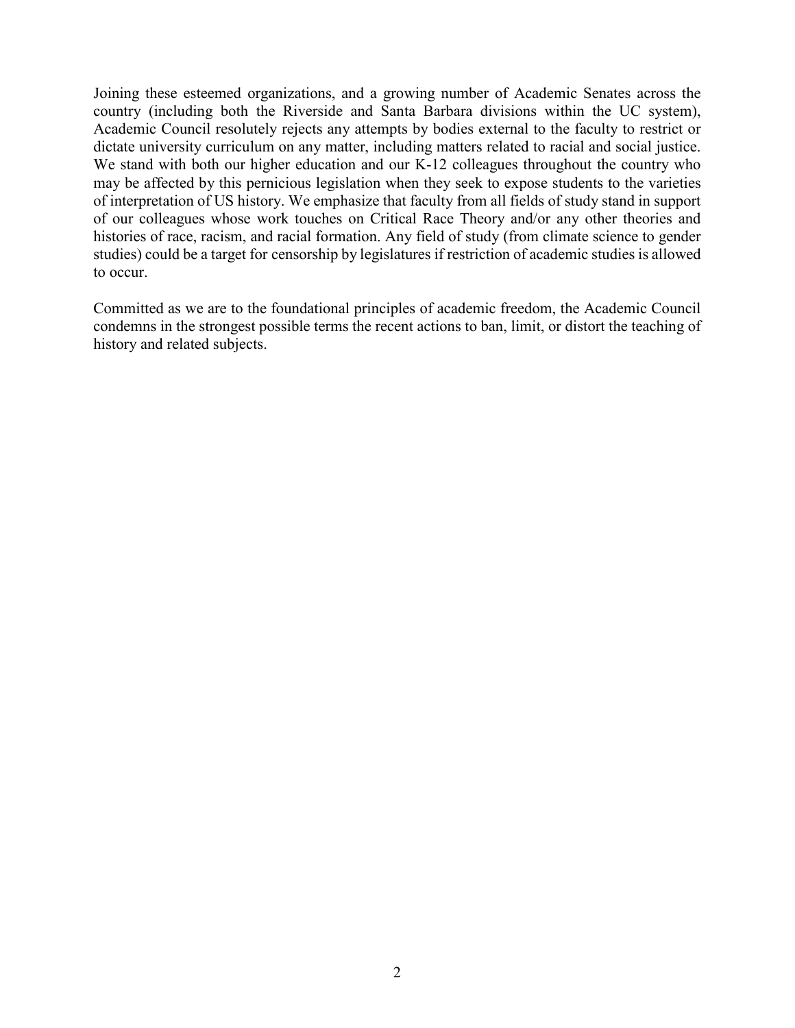Joining these esteemed organizations, and a growing number of Academic Senates across the country (including both the Riverside and Santa Barbara divisions within the UC system), Academic Council resolutely rejects any attempts by bodies external to the faculty to restrict or dictate university curriculum on any matter, including matters related to racial and social justice. We stand with both our higher education and our K-12 colleagues throughout the country who may be affected by this pernicious legislation when they seek to expose students to the varieties of interpretation of US history. We emphasize that faculty from all fields of study stand in support of our colleagues whose work touches on Critical Race Theory and/or any other theories and histories of race, racism, and racial formation. Any field of study (from climate science to gender studies) could be a target for censorship by legislatures if restriction of academic studies is allowed to occur.

Committed as we are to the foundational principles of academic freedom, the Academic Council condemns in the strongest possible terms the recent actions to ban, limit, or distort the teaching of history and related subjects.